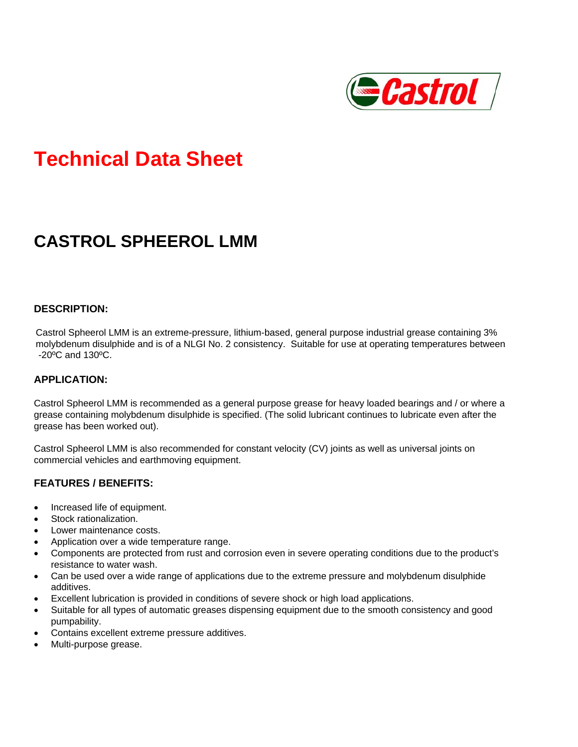Castrol

# Technical Data Sheet

## CASTROL SPHEEROL LMM

### DESCRIPTION:

Castrol Spheerol LMM is an extreme-pressure, lithium-based, general purpose industrial grease containing 3% molybdenum disulphide and is of a NLGI No. 2 consistency. Suitable for use at operating temperatures between -20ºC and 130ºC.

### APPLICATION:

Castrol Spheerol LMM is recommended as a general purpose grease for heavy loaded bearings and / or where a grease containing molybdenum disulphide is specified. (The solid lubricant continues to lubricate even after the grease has been worked out).

Castrol Spheerol LMM is also recommended for constant velocity (CV) joints as well as universal joints on commercial vehicles and earthmoving equipment.

### FEATURES / BENEFITS:

- Increased life of equipment.
- Stock rationalization.
- Lower maintenance costs.
- Application over a wide temperature range.
- Components are protected from rust and corrosion even in severe operating conditions due to the product's resistance to water wash.
- Can be used over a wide range of applications due to the extreme pressure and molybdenum disulphide additives.
- Excellent lubrication is provided in conditions of severe shock or high load applications.
- Suitable for all types of automatic greases dispensing equipment due to the smooth consistency and good pumpability.
- Contains excellent extreme pressure additives.
- Multi-purpose grease.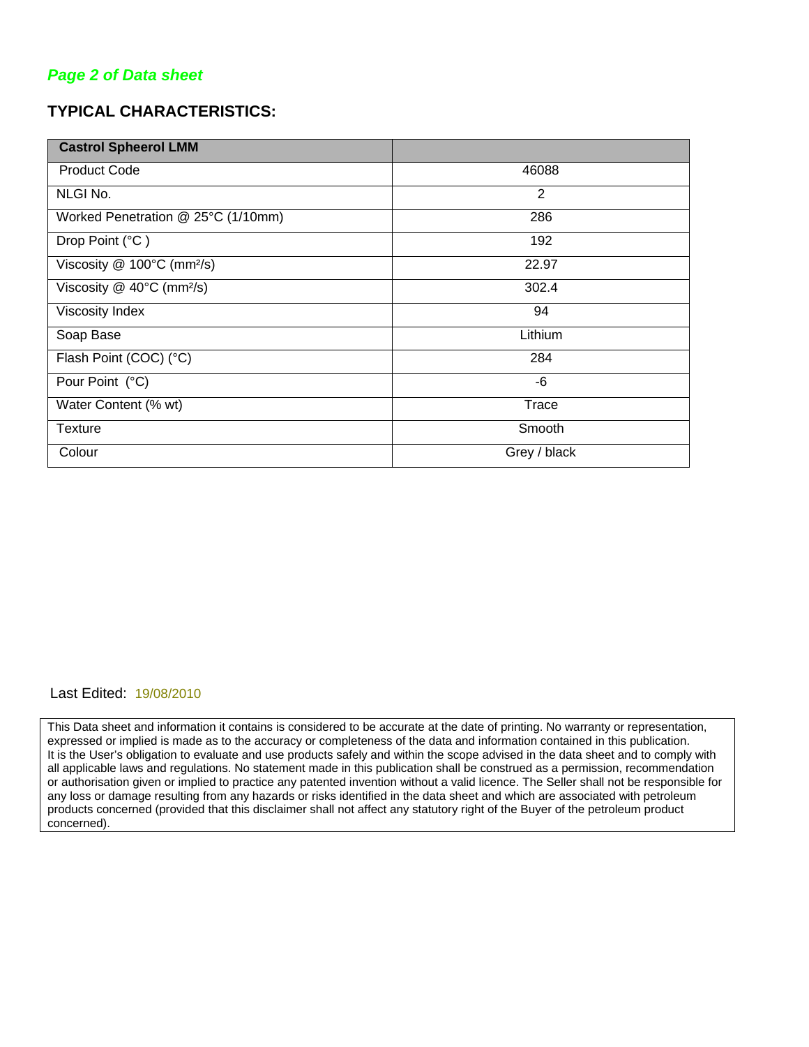*Page 2 of Data sheet*

## TYPICAL CHARACTERISTICS:

| **Castrol Spheerol LMM** | |
|---|---|
| Product Code | 46088 |
| NLGI No. | 2 |
| Worked Penetration @ 25°C (1/10mm) | 286 |
| Drop Point (°C ) | 192 |
| Viscosity @ 100°C (mm²/s) | 22.97 |
| Viscosity @ 40°C (mm²/s) | 302.4 |
| Viscosity Index | 94 |
| Soap Base | Lithium |
| Flash Point (COC) (°C) | 284 |
| Pour Point (°C) | -6 |
| Water Content (% wt) | Trace |
| Texture | Smooth |
| Colour | Grey / black |

Last Edited: 19/08/2010

This Data sheet and information it contains is considered to be accurate at the date of printing. No warranty or representation, expressed or implied is made as to the accuracy or completeness of the data and information contained in this publication. It is the User's obligation to evaluate and use products safely and within the scope advised in the data sheet and to comply with all applicable laws and regulations. No statement made in this publication shall be construed as a permission, recommendation or authorisation given or implied to practice any patented invention without a valid licence. The Seller shall not be responsible for any loss or damage resulting from any hazards or risks identified in the data sheet and which are associated with petroleum products concerned (provided that this disclaimer shall not affect any statutory right of the Buyer of the petroleum product concerned).